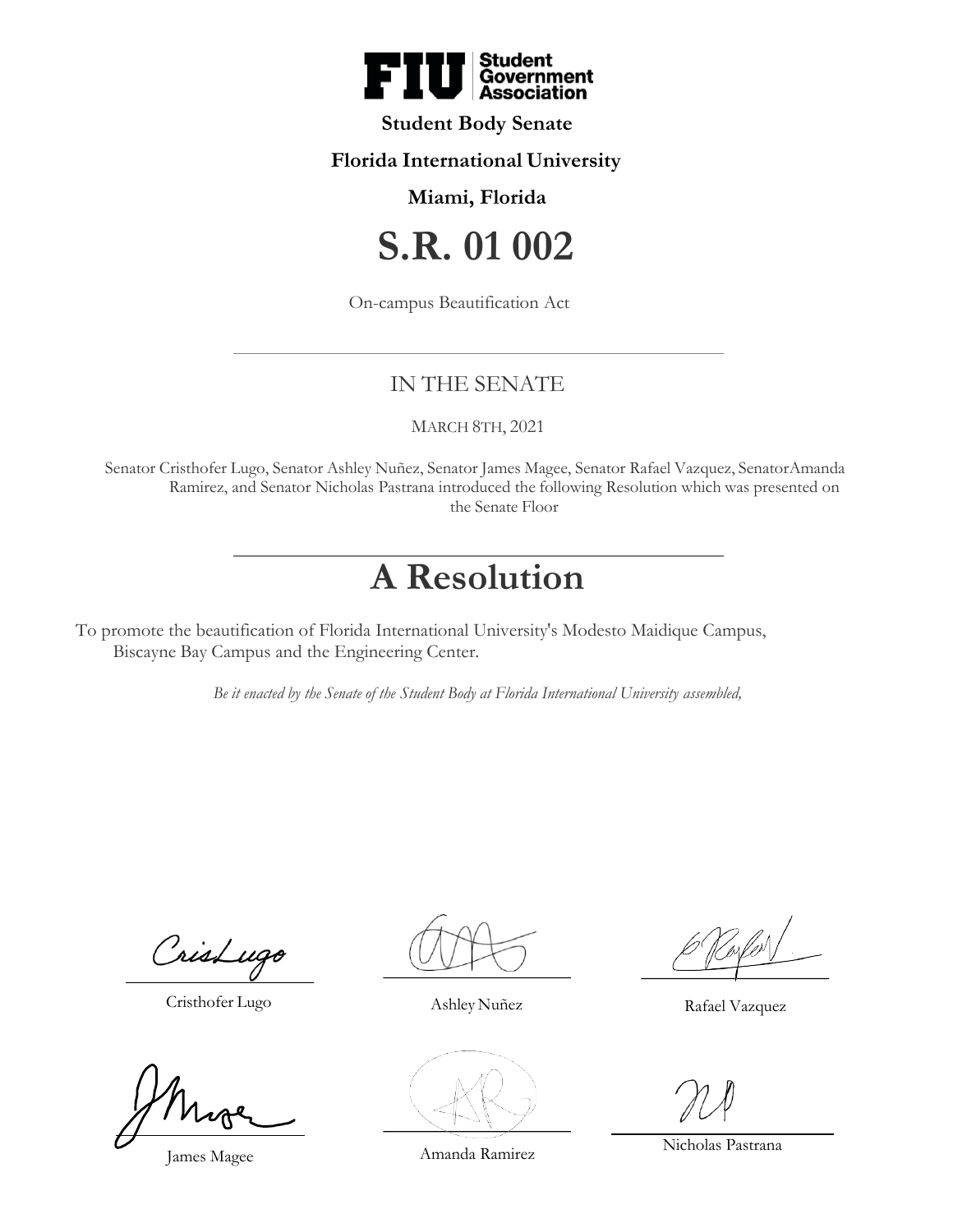**FIU Student Government Association**

**Student Body Senate**

**Florida International University**

**Miami, Florida**

# S.R. 01 002

On-campus Beautification Act

---

## IN THE SENATE

MARCH 8TH, 2021

Senator Cristhofer Lugo, Senator Ashley Nuñez, Senator James Magee, Senator Rafael Vazquez, SenatorAmanda Ramirez, and Senator Nicholas Pastrana introduced the following Resolution which was presented on the Senate Floor

---

# A Resolution

To promote the beautification of Florida International University's Modesto Maidique Campus, Biscayne Bay Campus and the Engineering Center.

*Be it enacted by the Senate of the Student Body at Florida International University assembled,*

Cristhofer Lugo

Ashley Nuñez

Rafael Vazquez

James Magee

Amanda Ramirez

Nicholas Pastrana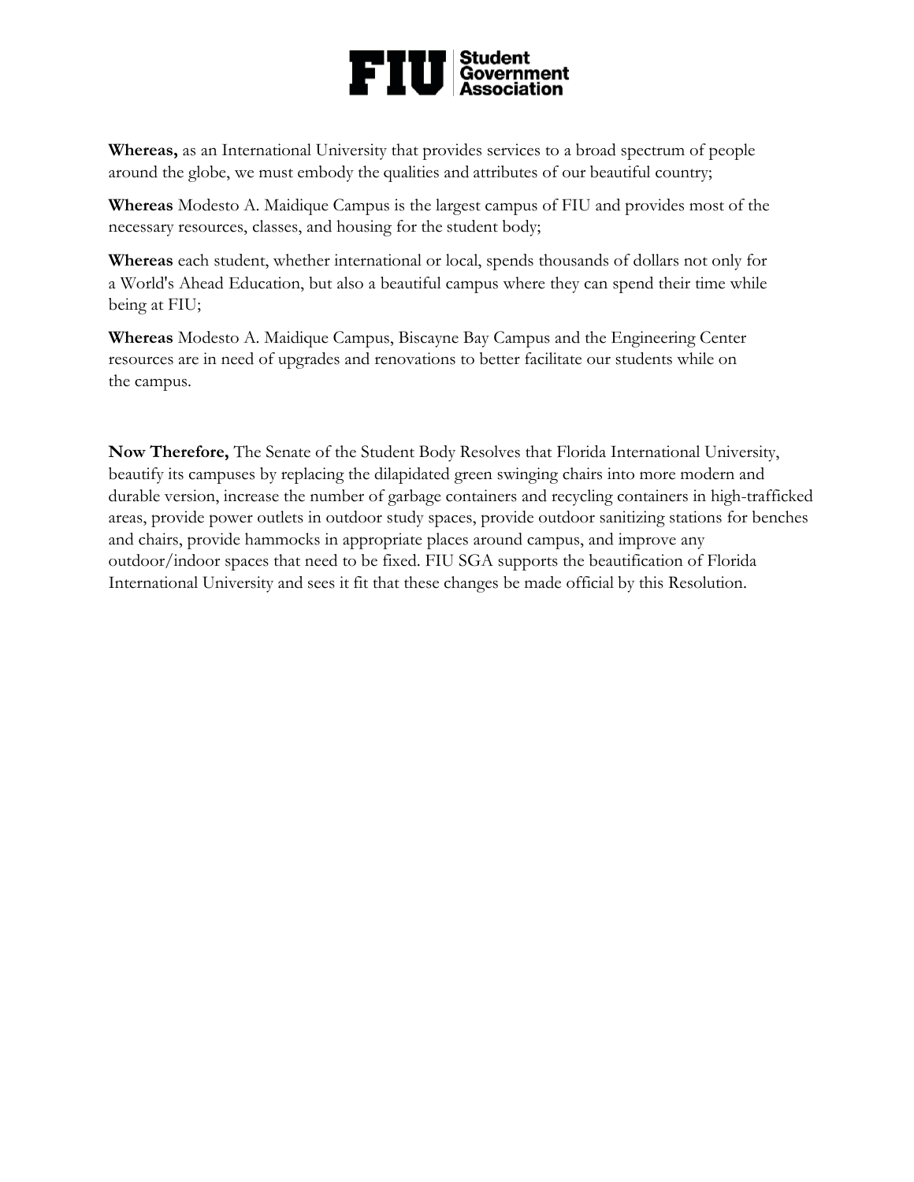**Whereas,** as an International University that provides services to a broad spectrum of people around the globe, we must embody the qualities and attributes of our beautiful country;

**Whereas** Modesto A. Maidique Campus is the largest campus of FIU and provides most of the necessary resources, classes, and housing for the student body;

**Whereas** each student, whether international or local, spends thousands of dollars not only for a World's Ahead Education, but also a beautiful campus where they can spend their time while being at FIU;

**Whereas** Modesto A. Maidique Campus, Biscayne Bay Campus and the Engineering Center resources are in need of upgrades and renovations to better facilitate our students while on the campus.

**Now Therefore,** The Senate of the Student Body Resolves that Florida International University, beautify its campuses by replacing the dilapidated green swinging chairs into more modern and durable version, increase the number of garbage containers and recycling containers in high-trafficked areas, provide power outlets in outdoor study spaces, provide outdoor sanitizing stations for benches and chairs, provide hammocks in appropriate places around campus, and improve any outdoor/indoor spaces that need to be fixed. FIU SGA supports the beautification of Florida International University and sees it fit that these changes be made official by this Resolution.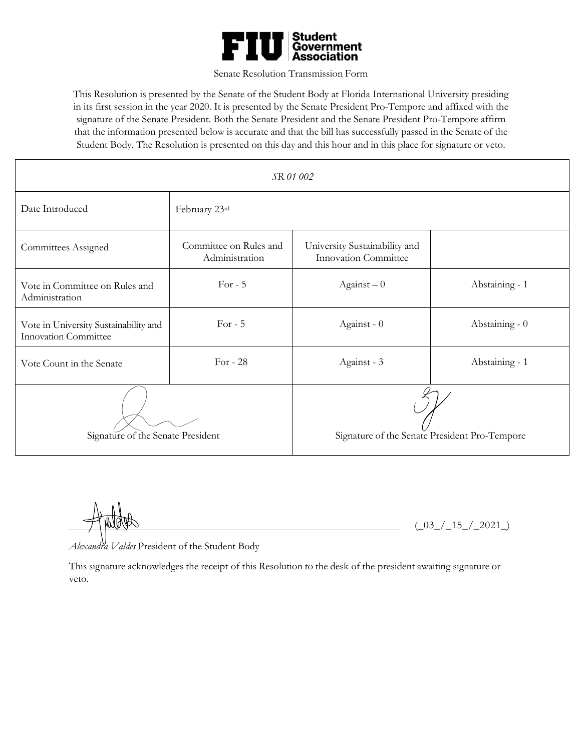**FIU | Student Government Association**

Senate Resolution Transmission Form

This Resolution is presented by the Senate of the Student Body at Florida International University presiding in its first session in the year 2020. It is presented by the Senate President Pro-Tempore and affixed with the signature of the Senate President. Both the Senate President and the Senate President Pro-Tempore affirm that the information presented below is accurate and that the bill has successfully passed in the Senate of the Student Body. The Resolution is presented on this day and this hour and in this place for signature or veto.

| *SR 01 002* | | | |
|---|---|---|---|
| Date Introduced | February 23rd | | |
| Committees Assigned | Committee on Rules and Administration | University Sustainability and Innovation Committee | |
| Vote in Committee on Rules and Administration | For - 5 | Against – 0 | Abstaining - 1 |
| Vote in University Sustainability and Innovation Committee | For - 5 | Against - 0 | Abstaining - 0 |
| Vote Count in the Senate | For - 28 | Against - 3 | Abstaining - 1 |
| Signature of the Senate President | | Signature of the Senate President Pro-Tempore | |

(_03_/_15_/_2021_)

*Alexandra Valdes* President of the Student Body

This signature acknowledges the receipt of this Resolution to the desk of the president awaiting signature or veto.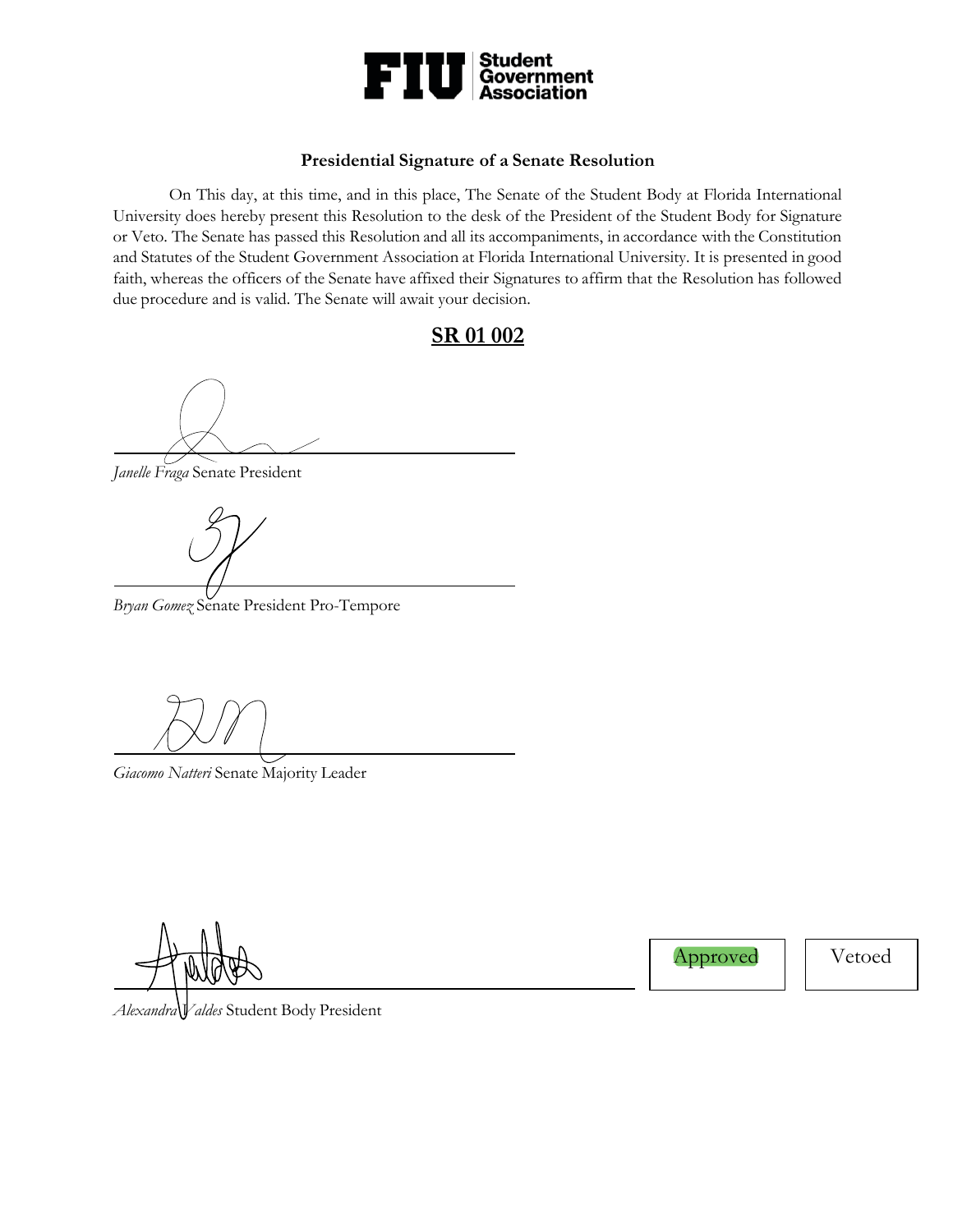**FIU Student Government Association**

### Presidential Signature of a Senate Resolution

On This day, at this time, and in this place, The Senate of the Student Body at Florida International University does hereby present this Resolution to the desk of the President of the Student Body for Signature or Veto. The Senate has passed this Resolution and all its accompaniments, in accordance with the Constitution and Statutes of the Student Government Association at Florida International University. It is presented in good faith, whereas the officers of the Senate have affixed their Signatures to affirm that the Resolution has followed due procedure and is valid. The Senate will await your decision.

## SR 01 002

___________________________________

*Janelle Fraga* Senate President

___________________________________

*Bryan Gomez* Senate President Pro-Tempore

___________________________________

*Giacomo Natteri* Senate Majority Leader

___________________________________

*Alexandra Valdes* Student Body President

| Approved | Vetoed |
|---|---|